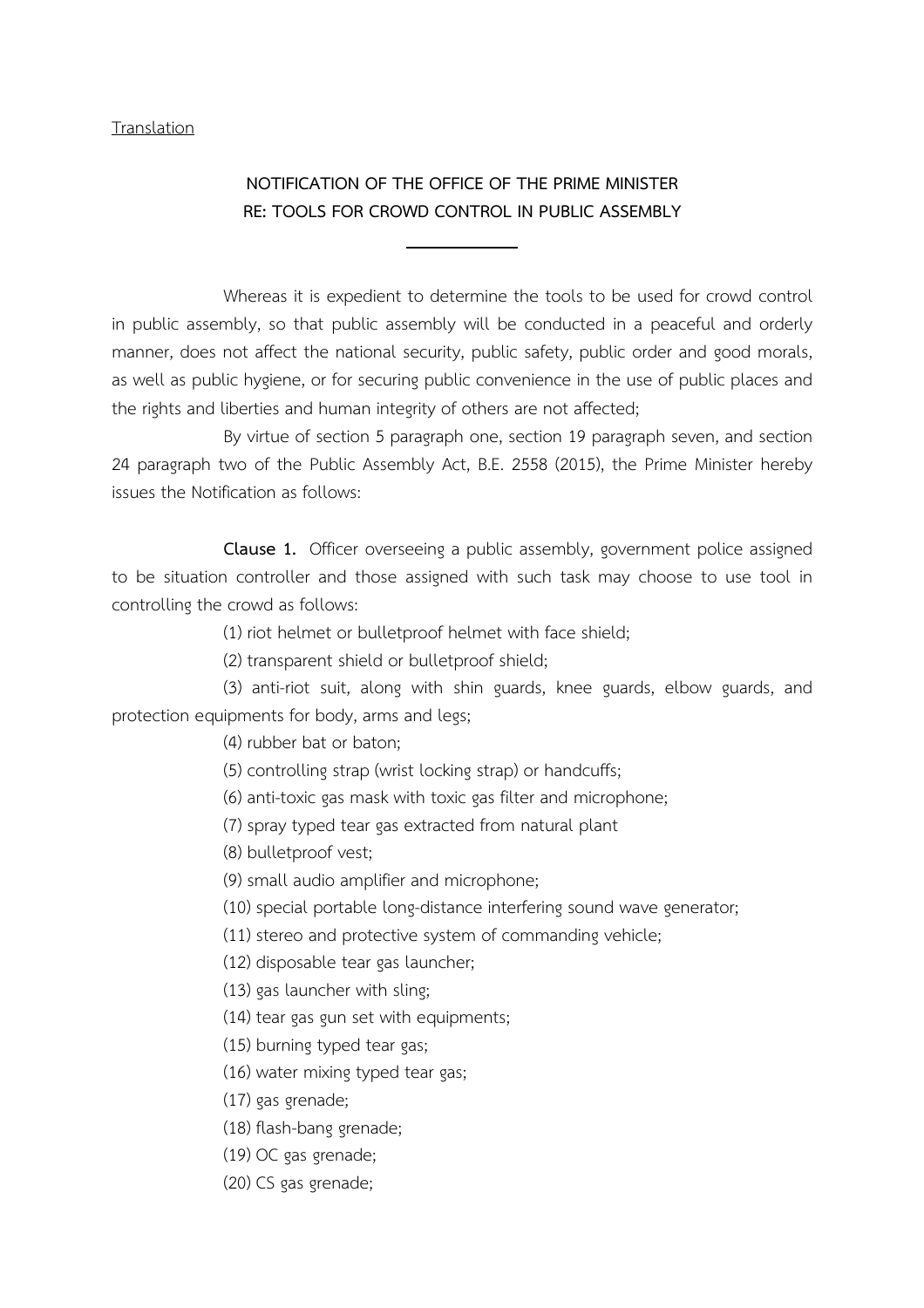Translation

# NOTIFICATION OF THE OFFICE OF THE PRIME MINISTER
# RE: TOOLS FOR CROWD CONTROL IN PUBLIC ASSEMBLY

---

Whereas it is expedient to determine the tools to be used for crowd control in public assembly, so that public assembly will be conducted in a peaceful and orderly manner, does not affect the national security, public safety, public order and good morals, as well as public hygiene, or for securing public convenience in the use of public places and the rights and liberties and human integrity of others are not affected;

By virtue of section 5 paragraph one, section 19 paragraph seven, and section 24 paragraph two of the Public Assembly Act, B.E. 2558 (2015), the Prime Minister hereby issues the Notification as follows:

**Clause 1.** Officer overseeing a public assembly, government police assigned to be situation controller and those assigned with such task may choose to use tool in controlling the crowd as follows:

(1) riot helmet or bulletproof helmet with face shield;

(2) transparent shield or bulletproof shield;

(3) anti-riot suit, along with shin guards, knee guards, elbow guards, and protection equipments for body, arms and legs;

(4) rubber bat or baton;

(5) controlling strap (wrist locking strap) or handcuffs;

(6) anti-toxic gas mask with toxic gas filter and microphone;

(7) spray typed tear gas extracted from natural plant

(8) bulletproof vest;

(9) small audio amplifier and microphone;

(10) special portable long-distance interfering sound wave generator;

(11) stereo and protective system of commanding vehicle;

(12) disposable tear gas launcher;

(13) gas launcher with sling;

(14) tear gas gun set with equipments;

(15) burning typed tear gas;

(16) water mixing typed tear gas;

(17) gas grenade;

(18) flash-bang grenade;

(19) OC gas grenade;

(20) CS gas grenade;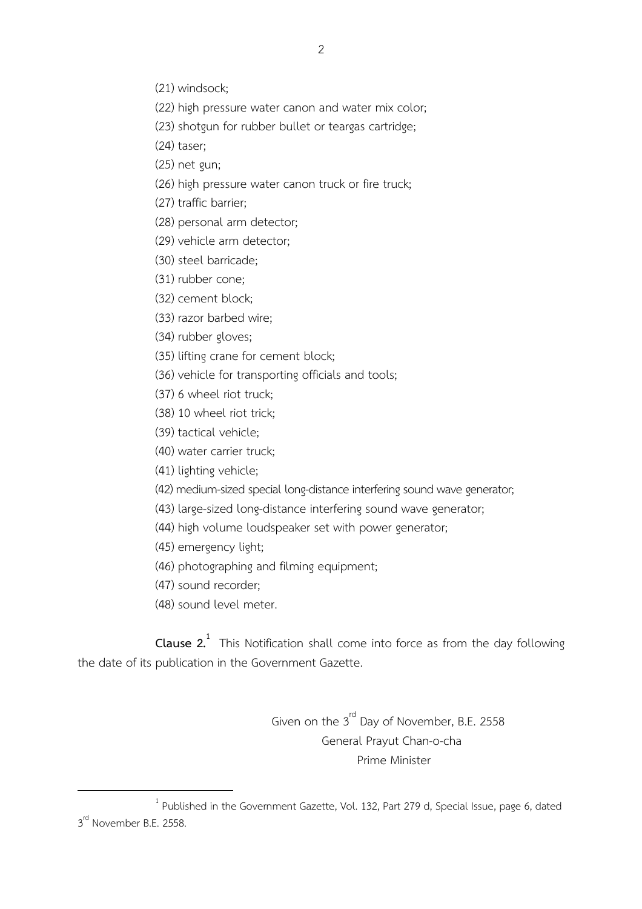(21) windsock;

(22) high pressure water canon and water mix color;

(23) shotgun for rubber bullet or teargas cartridge;

(24) taser;

(25) net gun;

(26) high pressure water canon truck or fire truck;

(27) traffic barrier;

(28) personal arm detector;

(29) vehicle arm detector;

(30) steel barricade;

(31) rubber cone;

(32) cement block;

(33) razor barbed wire;

(34) rubber gloves;

(35) lifting crane for cement block;

(36) vehicle for transporting officials and tools;

(37) 6 wheel riot truck;

(38) 10 wheel riot trick;

(39) tactical vehicle;

(40) water carrier truck;

(41) lighting vehicle;

(42) medium-sized special long-distance interfering sound wave generator;

(43) large-sized long-distance interfering sound wave generator;

(44) high volume loudspeaker set with power generator;

(45) emergency light;

(46) photographing and filming equipment;

(47) sound recorder;

(48) sound level meter.

**Clause 2.**[1] This Notification shall come into force as from the day following the date of its publication in the Government Gazette.

Given on the 3rd Day of November, B.E. 2558
General Prayut Chan-o-cha
Prime Minister

---

[1] Published in the Government Gazette, Vol. 132, Part 279 d, Special Issue, page 6, dated 3rd November B.E. 2558.